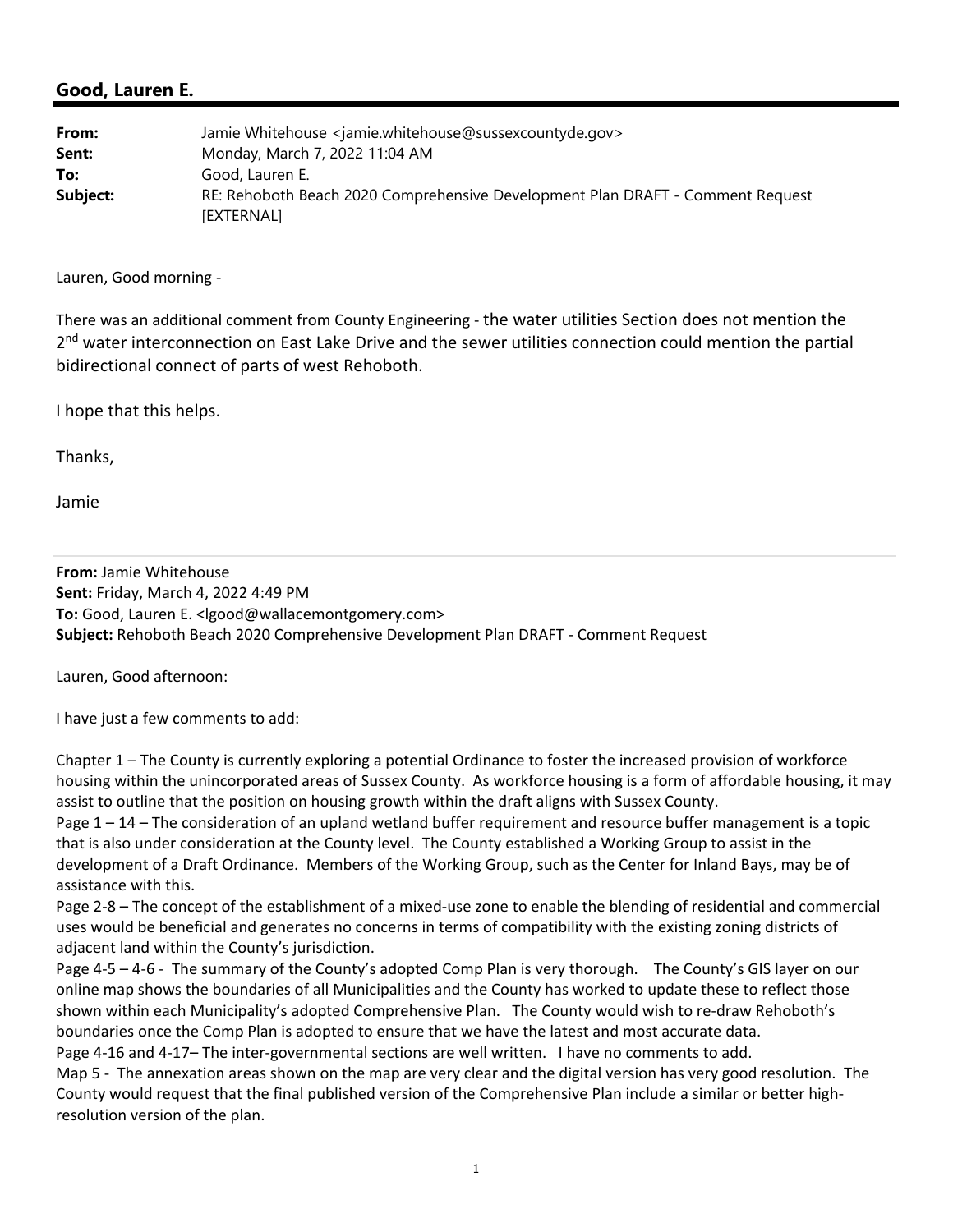## Good, Lauren E.

**From:** Jamie Whitehouse <jamie.whitehouse@sussexcountyde.gov>
**Sent:** Monday, March 7, 2022 11:04 AM
**To:** Good, Lauren E.
**Subject:** RE: Rehoboth Beach 2020 Comprehensive Development Plan DRAFT - Comment Request [EXTERNAL]

Lauren, Good morning -

There was an additional comment from County Engineering - the water utilities Section does not mention the 2nd water interconnection on East Lake Drive and the sewer utilities connection could mention the partial bidirectional connect of parts of west Rehoboth.

I hope that this helps.

Thanks,

Jamie

---

**From:** Jamie Whitehouse
**Sent:** Friday, March 4, 2022 4:49 PM
**To:** Good, Lauren E. <lgood@wallacemontgomery.com>
**Subject:** Rehoboth Beach 2020 Comprehensive Development Plan DRAFT - Comment Request

Lauren, Good afternoon:

I have just a few comments to add:

Chapter 1 – The County is currently exploring a potential Ordinance to foster the increased provision of workforce housing within the unincorporated areas of Sussex County. As workforce housing is a form of affordable housing, it may assist to outline that the position on housing growth within the draft aligns with Sussex County.
Page 1 – 14 – The consideration of an upland wetland buffer requirement and resource buffer management is a topic that is also under consideration at the County level. The County established a Working Group to assist in the development of a Draft Ordinance. Members of the Working Group, such as the Center for Inland Bays, may be of assistance with this.
Page 2-8 – The concept of the establishment of a mixed-use zone to enable the blending of residential and commercial uses would be beneficial and generates no concerns in terms of compatibility with the existing zoning districts of adjacent land within the County's jurisdiction.
Page 4-5 – 4-6 - The summary of the County's adopted Comp Plan is very thorough. The County's GIS layer on our online map shows the boundaries of all Municipalities and the County has worked to update these to reflect those shown within each Municipality's adopted Comprehensive Plan. The County would wish to re-draw Rehoboth's boundaries once the Comp Plan is adopted to ensure that we have the latest and most accurate data.
Page 4-16 and 4-17– The inter-governmental sections are well written. I have no comments to add.
Map 5 - The annexation areas shown on the map are very clear and the digital version has very good resolution. The County would request that the final published version of the Comprehensive Plan include a similar or better high-resolution version of the plan.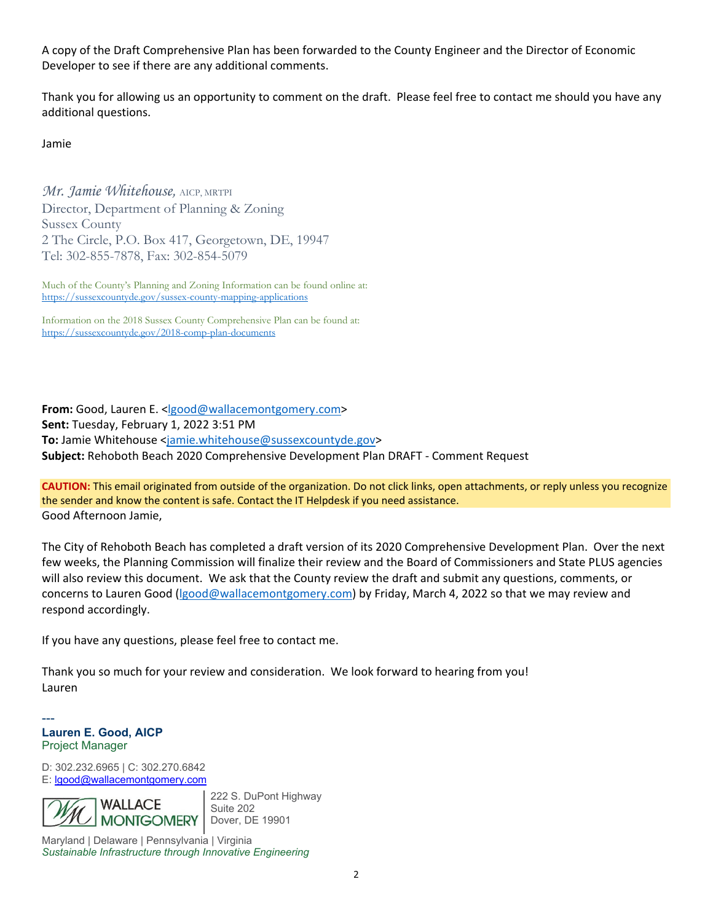A copy of the Draft Comprehensive Plan has been forwarded to the County Engineer and the Director of Economic Developer to see if there are any additional comments.

Thank you for allowing us an opportunity to comment on the draft. Please feel free to contact me should you have any additional questions.

Jamie

*Mr. Jamie Whitehouse,* AICP, MRTPI
Director, Department of Planning & Zoning
Sussex County
2 The Circle, P.O. Box 417, Georgetown, DE, 19947
Tel: 302-855-7878, Fax: 302-854-5079

Much of the County's Planning and Zoning Information can be found online at:
https://sussexcountyde.gov/sussex-county-mapping-applications

Information on the 2018 Sussex County Comprehensive Plan can be found at:
https://sussexcountyde.gov/2018-comp-plan-documents

**From:** Good, Lauren E. <lgood@wallacemontgomery.com>
**Sent:** Tuesday, February 1, 2022 3:51 PM
**To:** Jamie Whitehouse <jamie.whitehouse@sussexcountyde.gov>
**Subject:** Rehoboth Beach 2020 Comprehensive Development Plan DRAFT - Comment Request

**CAUTION:** This email originated from outside of the organization. Do not click links, open attachments, or reply unless you recognize the sender and know the content is safe. Contact the IT Helpdesk if you need assistance.

Good Afternoon Jamie,

The City of Rehoboth Beach has completed a draft version of its 2020 Comprehensive Development Plan. Over the next few weeks, the Planning Commission will finalize their review and the Board of Commissioners and State PLUS agencies will also review this document. We ask that the County review the draft and submit any questions, comments, or concerns to Lauren Good (lgood@wallacemontgomery.com) by Friday, March 4, 2022 so that we may review and respond accordingly.

If you have any questions, please feel free to contact me.

Thank you so much for your review and consideration. We look forward to hearing from you!
Lauren

---
**Lauren E. Good, AICP**
Project Manager

D: 302.232.6965 | C: 302.270.6842
E: lgood@wallacemontgomery.com

WALLACE MONTGOMERY
222 S. DuPont Highway
Suite 202
Dover, DE 19901

Maryland | Delaware | Pennsylvania | Virginia
*Sustainable Infrastructure through Innovative Engineering*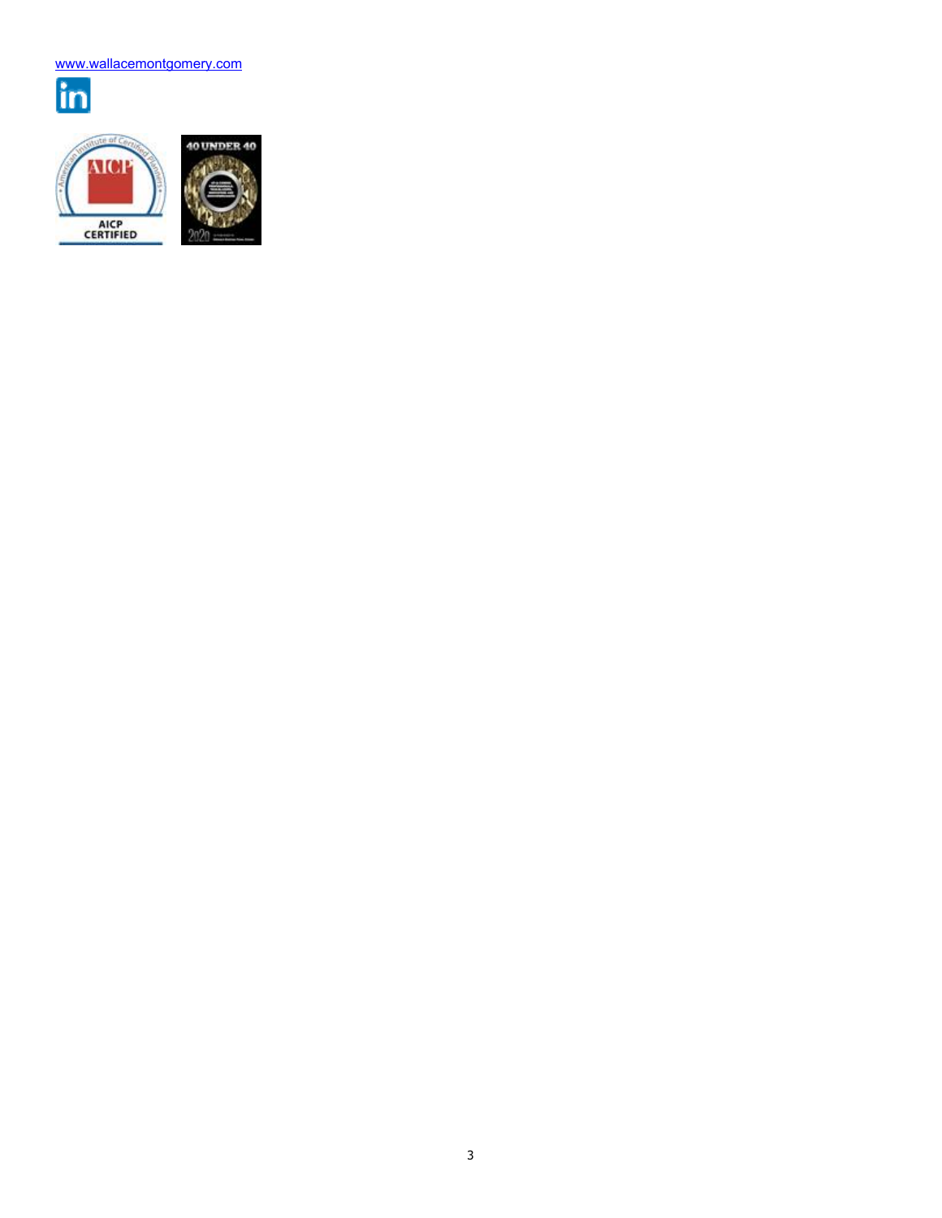www.wallacemontgomery.com